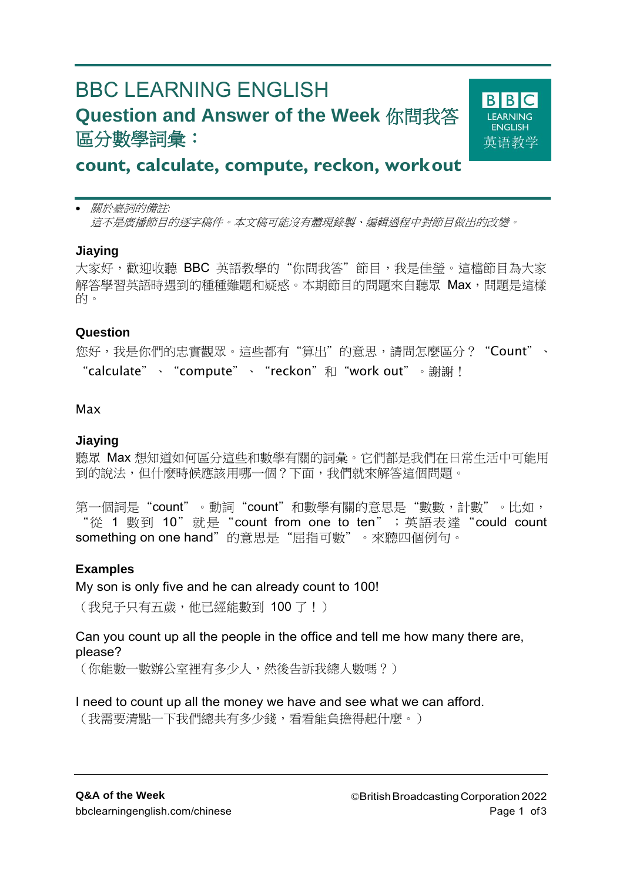# BBC LEARNING ENGLISH

## Question and Answer of the Week 你問我答

## 區分數學詞彙：

## count, calculate, compute, reckon, work out

- *關於臺詞的備註:*
  *這不是廣播節目的逐字稿件。本文稿可能沒有體現錄製、編輯過程中對節目做出的改變。*

**Jiaying**

大家好，歡迎收聽 BBC 英語教學的“你問我答”節目，我是佳瑩。這檔節目為大家解答學習英語時遇到的種種難題和疑惑。本期節目的問題來自聽眾 Max，問題是這樣的。

**Question**

您好，我是你們的忠實觀眾。這些都有“算出”的意思，請問怎麼區分？“Count”、“calculate”、“compute”、“reckon”和“work out”。謝謝！

Max

**Jiaying**

聽眾 Max 想知道如何區分這些和數學有關的詞彙。它們都是我們在日常生活中可能用到的說法，但什麼時候應該用哪一個？下面，我們就來解答這個問題。

第一個詞是“count”。動詞“count”和數學有關的意思是“數數，計數”。比如，“從 1 數到 10”就是“count from one to ten”；英語表達“could count something on one hand”的意思是“屈指可數”。來聽四個例句。

**Examples**

My son is only five and he can already count to 100!
（我兒子只有五歲，他已經能數到 100 了！）

Can you count up all the people in the office and tell me how many there are, please?
（你能數一數辦公室裡有多少人，然後告訴我總人數嗎？）

I need to count up all the money we have and see what we can afford.
（我需要清點一下我們總共有多少錢，看看能負擔得起什麼。）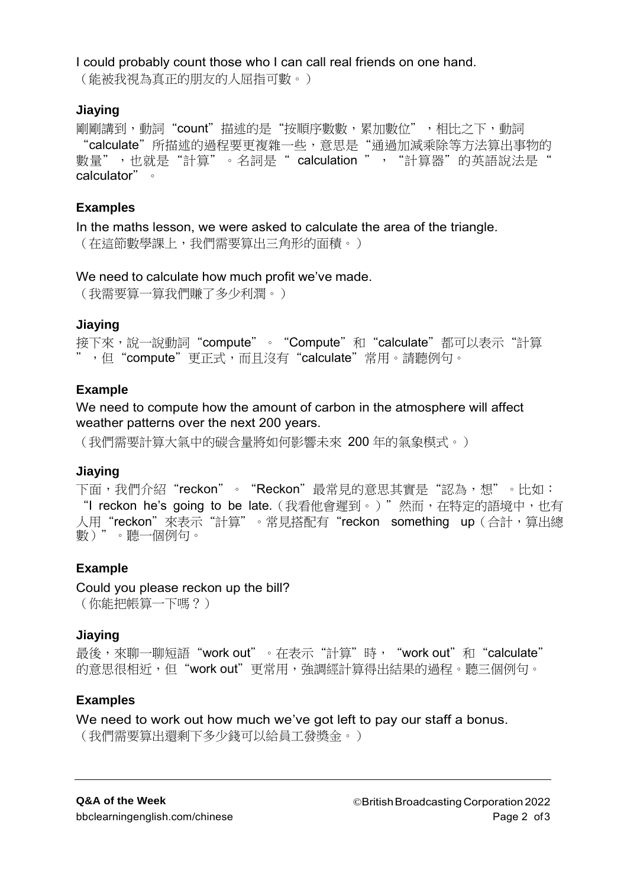I could probably count those who I can call real friends on one hand.
（能被我視為真正的朋友的人屈指可數。）

**Jiaying**

剛剛講到，動詞“count”描述的是“按順序數數，累加數位”，相比之下，動詞“calculate”所描述的過程要更複雜一些，意思是“通過加減乘除等方法算出事物的數量”，也就是“計算”。名詞是“calculation”，“計算器”的英語說法是“calculator”。

**Examples**

In the maths lesson, we were asked to calculate the area of the triangle.
（在這節數學課上，我們需要算出三角形的面積。）

We need to calculate how much profit we've made.
（我需要算一算我們賺了多少利潤。）

**Jiaying**

接下來，說一說動詞“compute”。“Compute”和“calculate”都可以表示“計算”，但“compute”更正式，而且沒有“calculate”常用。請聽例句。

**Example**

We need to compute how the amount of carbon in the atmosphere will affect weather patterns over the next 200 years.

（我們需要計算大氣中的碳含量將如何影響未來 200 年的氣象模式。）

**Jiaying**

下面，我們介紹“reckon”。“Reckon”最常見的意思其實是“認為，想”。比如：“I reckon he's going to be late.（我看他會遲到。）”然而，在特定的語境中，也有人用“reckon”來表示“計算”。常見搭配有“reckon something up（合計，算出總數）”。聽一個例句。

**Example**

Could you please reckon up the bill?
（你能把帳算一下嗎？）

**Jiaying**

最後，來聊一聊短語“work out”。在表示“計算”時，“work out”和“calculate”的意思很相近，但“work out”更常用，強調經計算得出結果的過程。聽三個例句。

**Examples**

We need to work out how much we've got left to pay our staff a bonus.
（我們需要算出還剩下多少錢可以給員工發獎金。）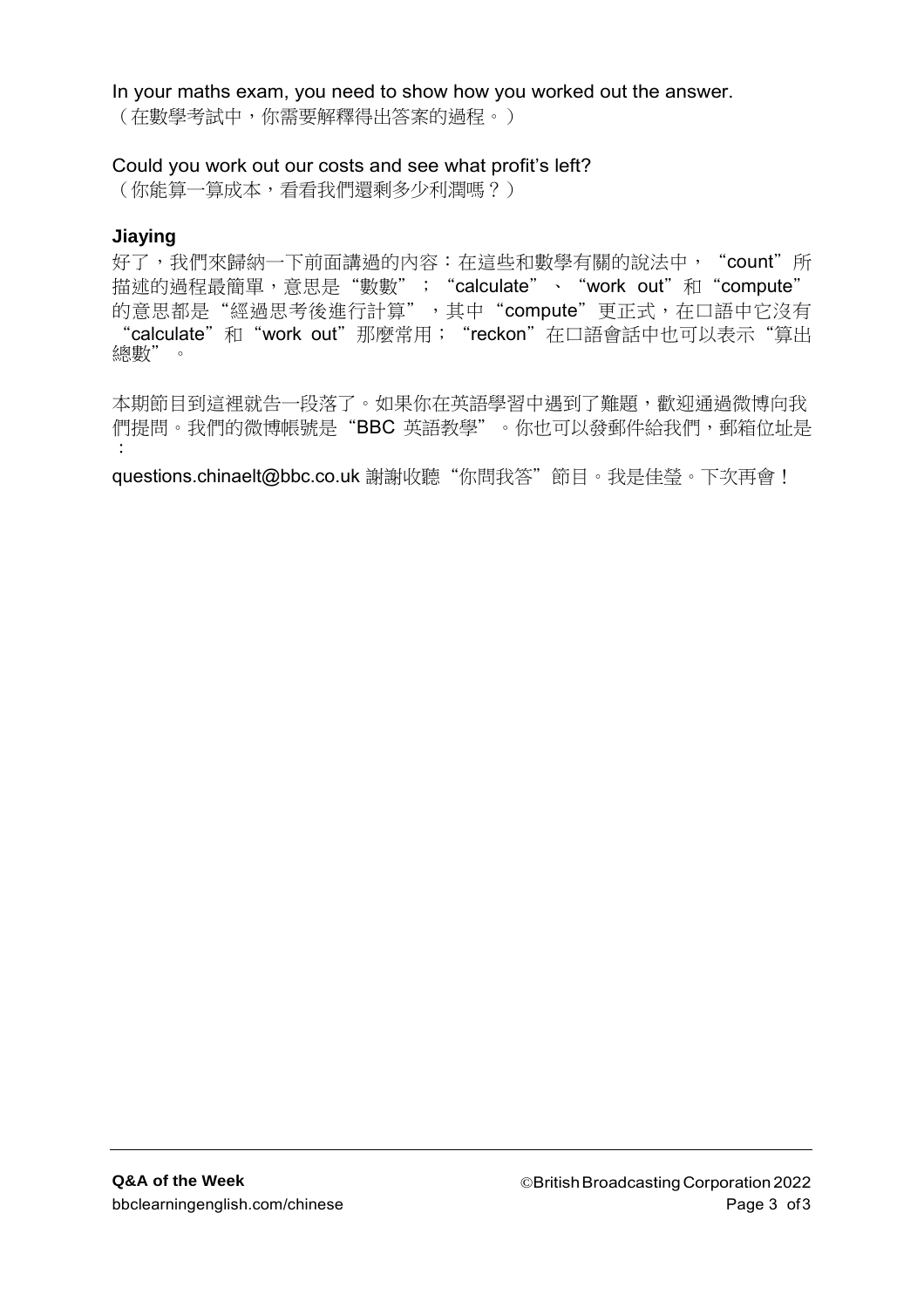In your maths exam, you need to show how you worked out the answer.
（在數學考試中，你需要解釋得出答案的過程。）

Could you work out our costs and see what profit's left?
（你能算一算成本，看看我們還剩多少利潤嗎？）

**Jiaying**

好了，我們來歸納一下前面講過的內容：在這些和數學有關的說法中，"count"所描述的過程最簡單，意思是"數數"；"calculate"、"work out"和"compute"的意思都是"經過思考後進行計算"，其中"compute"更正式，在口語中它沒有"calculate"和"work out"那麼常用；"reckon"在口語會話中也可以表示"算出總數"。

本期節目到這裡就告一段落了。如果你在英語學習中遇到了難題，歡迎通過微博向我們提問。我們的微博帳號是"BBC 英語教學"。你也可以發郵件給我們，郵箱位址是：

questions.chinaelt@bbc.co.uk 謝謝收聽"你問我答"節目。我是佳瑩。下次再會！